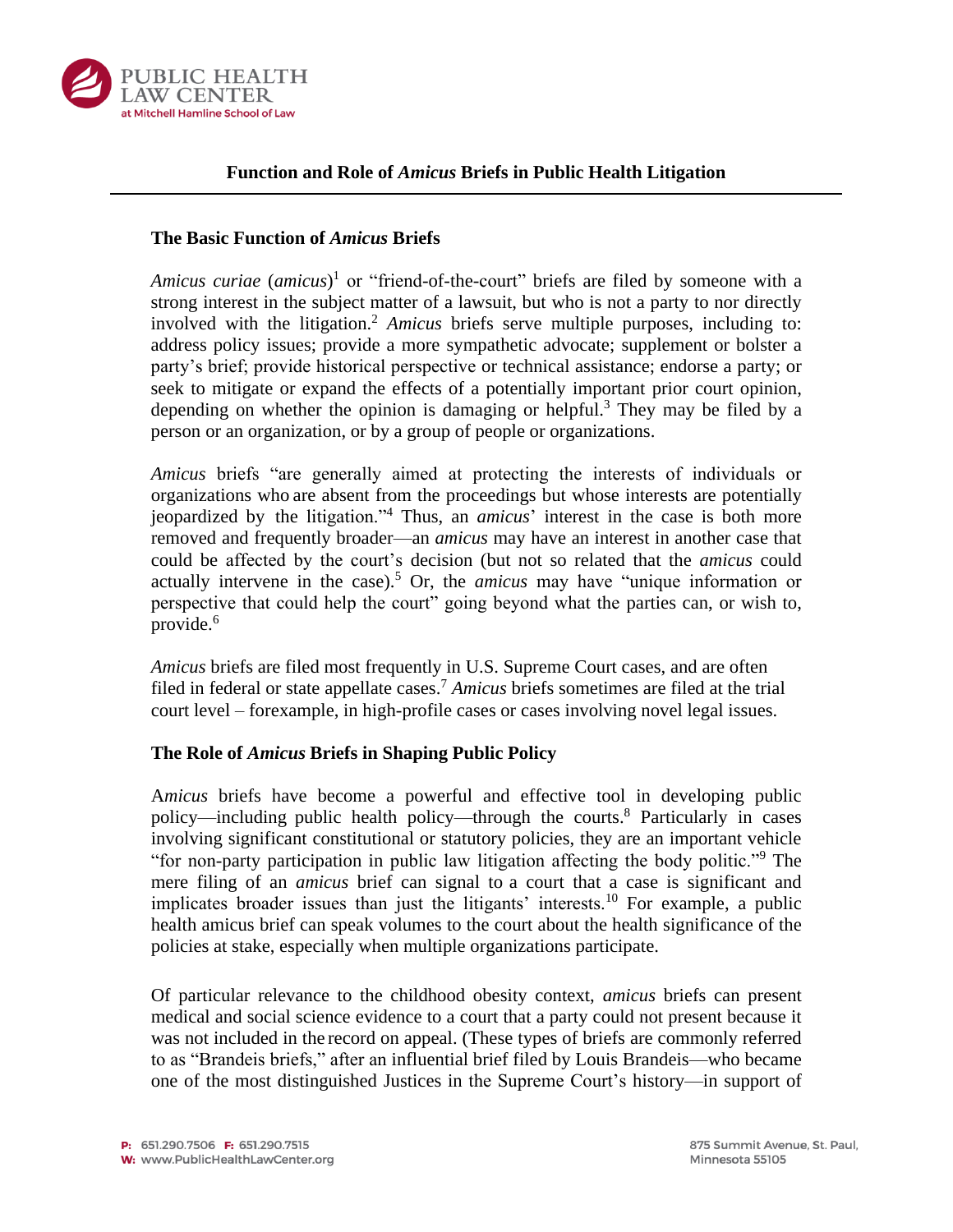# Function and Role of *Amicus* Briefs in Public Health Litigation

## The Basic Function of *Amicus* Briefs

*Amicus curiae* (*amicus*)[1] or "friend-of-the-court" briefs are filed by someone with a strong interest in the subject matter of a lawsuit, but who is not a party to nor directly involved with the litigation.[2] *Amicus* briefs serve multiple purposes, including to: address policy issues; provide a more sympathetic advocate; supplement or bolster a party's brief; provide historical perspective or technical assistance; endorse a party; or seek to mitigate or expand the effects of a potentially important prior court opinion, depending on whether the opinion is damaging or helpful.[3] They may be filed by a person or an organization, or by a group of people or organizations.

*Amicus* briefs "are generally aimed at protecting the interests of individuals or organizations who are absent from the proceedings but whose interests are potentially jeopardized by the litigation."[4] Thus, an *amicus*' interest in the case is both more removed and frequently broader—an *amicus* may have an interest in another case that could be affected by the court's decision (but not so related that the *amicus* could actually intervene in the case).[5] Or, the *amicus* may have "unique information or perspective that could help the court" going beyond what the parties can, or wish to, provide.[6]

*Amicus* briefs are filed most frequently in U.S. Supreme Court cases, and are often filed in federal or state appellate cases.[7] *Amicus* briefs sometimes are filed at the trial court level – forexample, in high-profile cases or cases involving novel legal issues.

## The Role of *Amicus* Briefs in Shaping Public Policy

A*micus* briefs have become a powerful and effective tool in developing public policy—including public health policy—through the courts.[8] Particularly in cases involving significant constitutional or statutory policies, they are an important vehicle "for non-party participation in public law litigation affecting the body politic."[9] The mere filing of an *amicus* brief can signal to a court that a case is significant and implicates broader issues than just the litigants' interests.[10] For example, a public health amicus brief can speak volumes to the court about the health significance of the policies at stake, especially when multiple organizations participate.

Of particular relevance to the childhood obesity context, *amicus* briefs can present medical and social science evidence to a court that a party could not present because it was not included in the record on appeal. (These types of briefs are commonly referred to as "Brandeis briefs," after an influential brief filed by Louis Brandeis—who became one of the most distinguished Justices in the Supreme Court's history—in support of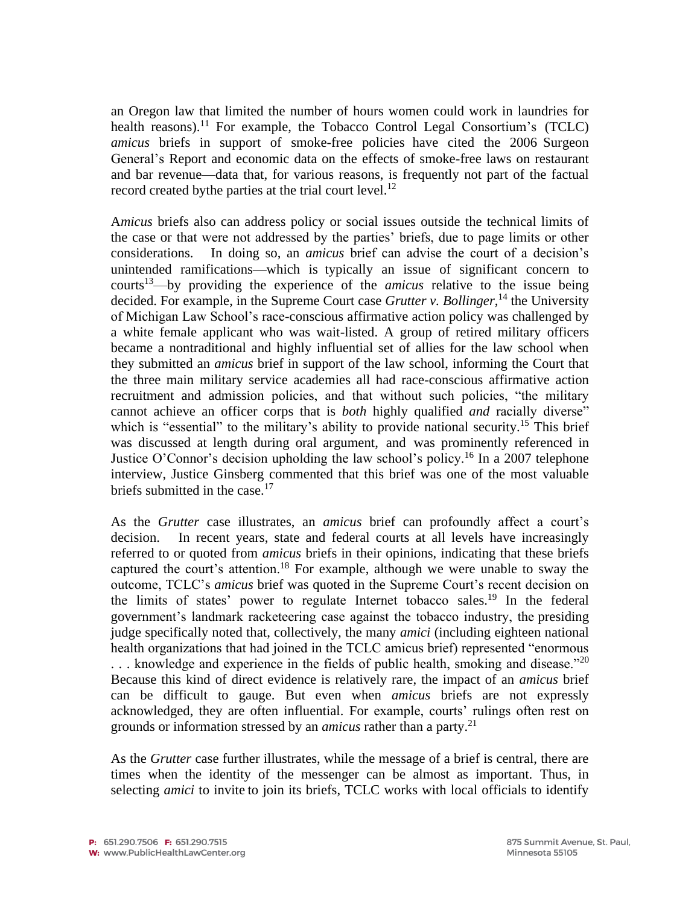an Oregon law that limited the number of hours women could work in laundries for health reasons).[11] For example, the Tobacco Control Legal Consortium's (TCLC) *amicus* briefs in support of smoke-free policies have cited the 2006 Surgeon General's Report and economic data on the effects of smoke-free laws on restaurant and bar revenue—data that, for various reasons, is frequently not part of the factual record created bythe parties at the trial court level.[12]

A*micus* briefs also can address policy or social issues outside the technical limits of the case or that were not addressed by the parties' briefs, due to page limits or other considerations. In doing so, an *amicus* brief can advise the court of a decision's unintended ramifications—which is typically an issue of significant concern to courts[13]—by providing the experience of the *amicus* relative to the issue being decided. For example, in the Supreme Court case *Grutter v. Bollinger*,[14] the University of Michigan Law School's race-conscious affirmative action policy was challenged by a white female applicant who was wait-listed. A group of retired military officers became a nontraditional and highly influential set of allies for the law school when they submitted an *amicus* brief in support of the law school, informing the Court that the three main military service academies all had race-conscious affirmative action recruitment and admission policies, and that without such policies, "the military cannot achieve an officer corps that is *both* highly qualified *and* racially diverse" which is "essential" to the military's ability to provide national security.[15] This brief was discussed at length during oral argument, and was prominently referenced in Justice O'Connor's decision upholding the law school's policy.[16] In a 2007 telephone interview, Justice Ginsberg commented that this brief was one of the most valuable briefs submitted in the case.[17]

As the *Grutter* case illustrates, an *amicus* brief can profoundly affect a court's decision. In recent years, state and federal courts at all levels have increasingly referred to or quoted from *amicus* briefs in their opinions, indicating that these briefs captured the court's attention.[18] For example, although we were unable to sway the outcome, TCLC's *amicus* brief was quoted in the Supreme Court's recent decision on the limits of states' power to regulate Internet tobacco sales.[19] In the federal government's landmark racketeering case against the tobacco industry, the presiding judge specifically noted that, collectively, the many *amici* (including eighteen national health organizations that had joined in the TCLC amicus brief) represented "enormous . . . knowledge and experience in the fields of public health, smoking and disease."[20] Because this kind of direct evidence is relatively rare, the impact of an *amicus* brief can be difficult to gauge. But even when *amicus* briefs are not expressly acknowledged, they are often influential. For example, courts' rulings often rest on grounds or information stressed by an *amicus* rather than a party.[21]

As the *Grutter* case further illustrates, while the message of a brief is central, there are times when the identity of the messenger can be almost as important. Thus, in selecting *amici* to invite to join its briefs, TCLC works with local officials to identify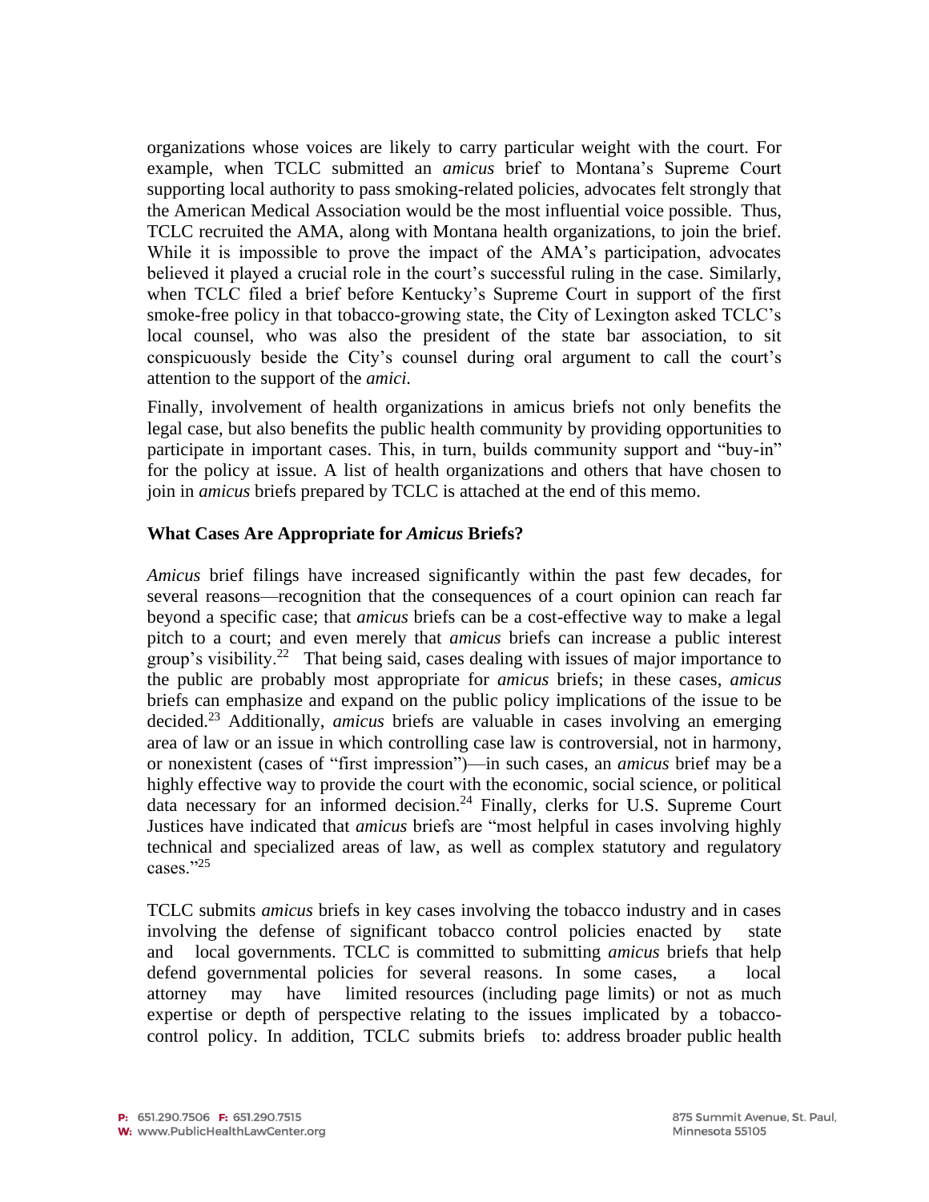organizations whose voices are likely to carry particular weight with the court. For example, when TCLC submitted an *amicus* brief to Montana's Supreme Court supporting local authority to pass smoking-related policies, advocates felt strongly that the American Medical Association would be the most influential voice possible. Thus, TCLC recruited the AMA, along with Montana health organizations, to join the brief. While it is impossible to prove the impact of the AMA's participation, advocates believed it played a crucial role in the court's successful ruling in the case. Similarly, when TCLC filed a brief before Kentucky's Supreme Court in support of the first smoke-free policy in that tobacco-growing state, the City of Lexington asked TCLC's local counsel, who was also the president of the state bar association, to sit conspicuously beside the City's counsel during oral argument to call the court's attention to the support of the *amici.*

Finally, involvement of health organizations in amicus briefs not only benefits the legal case, but also benefits the public health community by providing opportunities to participate in important cases. This, in turn, builds community support and "buy-in" for the policy at issue. A list of health organizations and others that have chosen to join in *amicus* briefs prepared by TCLC is attached at the end of this memo.

**What Cases Are Appropriate for *Amicus* Briefs?**

*Amicus* brief filings have increased significantly within the past few decades, for several reasons—recognition that the consequences of a court opinion can reach far beyond a specific case; that *amicus* briefs can be a cost-effective way to make a legal pitch to a court; and even merely that *amicus* briefs can increase a public interest group's visibility.[22] That being said, cases dealing with issues of major importance to the public are probably most appropriate for *amicus* briefs; in these cases, *amicus* briefs can emphasize and expand on the public policy implications of the issue to be decided.[23] Additionally, *amicus* briefs are valuable in cases involving an emerging area of law or an issue in which controlling case law is controversial, not in harmony, or nonexistent (cases of "first impression")—in such cases, an *amicus* brief may be a highly effective way to provide the court with the economic, social science, or political data necessary for an informed decision.[24] Finally, clerks for U.S. Supreme Court Justices have indicated that *amicus* briefs are "most helpful in cases involving highly technical and specialized areas of law, as well as complex statutory and regulatory cases."[25]

TCLC submits *amicus* briefs in key cases involving the tobacco industry and in cases involving the defense of significant tobacco control policies enacted by state and local governments. TCLC is committed to submitting *amicus* briefs that help defend governmental policies for several reasons. In some cases, a local attorney may have limited resources (including page limits) or not as much expertise or depth of perspective relating to the issues implicated by a tobacco-control policy. In addition, TCLC submits briefs to: address broader public health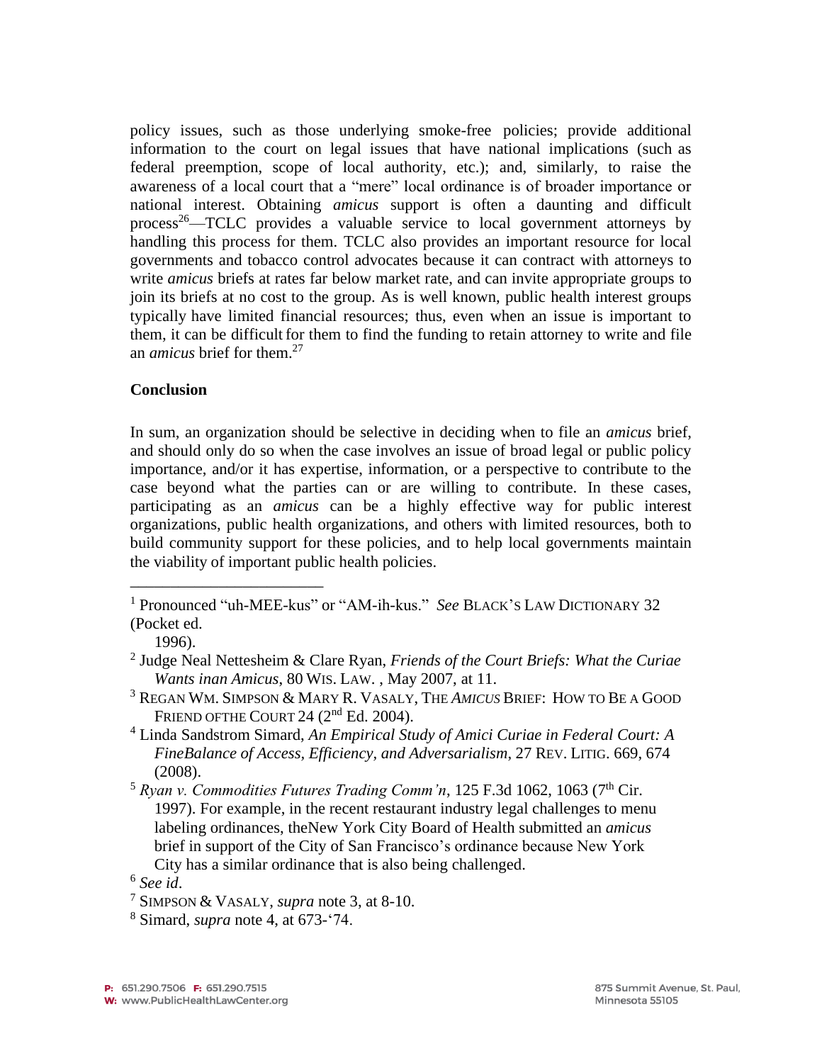policy issues, such as those underlying smoke-free policies; provide additional information to the court on legal issues that have national implications (such as federal preemption, scope of local authority, etc.); and, similarly, to raise the awareness of a local court that a "mere" local ordinance is of broader importance or national interest. Obtaining *amicus* support is often a daunting and difficult process[26]—TCLC provides a valuable service to local government attorneys by handling this process for them. TCLC also provides an important resource for local governments and tobacco control advocates because it can contract with attorneys to write *amicus* briefs at rates far below market rate, and can invite appropriate groups to join its briefs at no cost to the group. As is well known, public health interest groups typically have limited financial resources; thus, even when an issue is important to them, it can be difficult for them to find the funding to retain attorney to write and file an *amicus* brief for them.[27]

**Conclusion**

In sum, an organization should be selective in deciding when to file an *amicus* brief, and should only do so when the case involves an issue of broad legal or public policy importance, and/or it has expertise, information, or a perspective to contribute to the case beyond what the parties can or are willing to contribute. In these cases, participating as an *amicus* can be a highly effective way for public interest organizations, public health organizations, and others with limited resources, both to build community support for these policies, and to help local governments maintain the viability of important public health policies.

---

[1] Pronounced "uh-MEE-kus" or "AM-ih-kus." *See* BLACK'S LAW DICTIONARY 32 (Pocket ed. 1996).

[2] Judge Neal Nettesheim & Clare Ryan, *Friends of the Court Briefs: What the Curiae Wants inan Amicus*, 80 WIS. LAW. , May 2007, at 11.

[3] REGAN WM. SIMPSON & MARY R. VASALY, THE *AMICUS* BRIEF: HOW TO BE A GOOD FRIEND OFTHE COURT 24 (2nd Ed. 2004).

[4] Linda Sandstrom Simard, *An Empirical Study of Amici Curiae in Federal Court: A FineBalance of Access, Efficiency, and Adversarialism*, 27 REV. LITIG. 669, 674 (2008).

[5] *Ryan v. Commodities Futures Trading Comm'n*, 125 F.3d 1062, 1063 (7th Cir. 1997). For example, in the recent restaurant industry legal challenges to menu labeling ordinances, theNew York City Board of Health submitted an *amicus* brief in support of the City of San Francisco's ordinance because New York City has a similar ordinance that is also being challenged.

[6] *See id*.

[7] SIMPSON & VASALY, *supra* note 3, at 8-10.

[8] Simard, *supra* note 4, at 673-'74.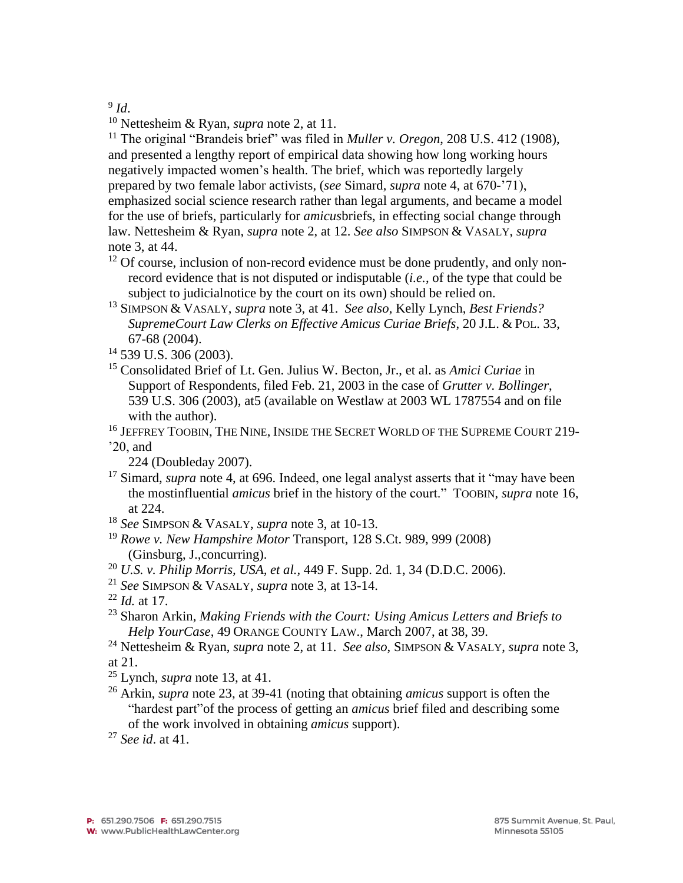[9] *Id*.

[10] Nettesheim & Ryan, *supra* note 2, at 11.

[11] The original "Brandeis brief" was filed in *Muller v. Oregon*, 208 U.S. 412 (1908), and presented a lengthy report of empirical data showing how long working hours negatively impacted women's health. The brief, which was reportedly largely prepared by two female labor activists, (*see* Simard, *supra* note 4, at 670-'71), emphasized social science research rather than legal arguments, and became a model for the use of briefs, particularly for *amicus*briefs, in effecting social change through law. Nettesheim & Ryan, *supra* note 2, at 12. *See also* SIMPSON & VASALY, *supra* note 3, at 44.

[12] Of course, inclusion of non-record evidence must be done prudently, and only non-record evidence that is not disputed or indisputable (*i.e.*, of the type that could be subject to judicialnotice by the court on its own) should be relied on.

[13] SIMPSON & VASALY, *supra* note 3, at 41. *See also*, Kelly Lynch, *Best Friends? SupremeCourt Law Clerks on Effective Amicus Curiae Briefs*, 20 J.L. & POL. 33, 67-68 (2004).

[14] 539 U.S. 306 (2003).

[15] Consolidated Brief of Lt. Gen. Julius W. Becton, Jr., et al. as *Amici Curiae* in Support of Respondents, filed Feb. 21, 2003 in the case of *Grutter v. Bollinger*, 539 U.S. 306 (2003), at5 (available on Westlaw at 2003 WL 1787554 and on file with the author).

[16] JEFFREY TOOBIN, THE NINE, INSIDE THE SECRET WORLD OF THE SUPREME COURT 219-'20, and 224 (Doubleday 2007).

[17] Simard, *supra* note 4, at 696. Indeed, one legal analyst asserts that it "may have been the mostinfluential *amicus* brief in the history of the court." TOOBIN, *supra* note 16, at 224.

[18] *See* SIMPSON & VASALY, *supra* note 3, at 10-13.

[19] *Rowe v. New Hampshire Motor* Transport, 128 S.Ct. 989, 999 (2008) (Ginsburg, J.,concurring).

[20] *U.S. v. Philip Morris, USA, et al.*, 449 F. Supp. 2d. 1, 34 (D.D.C. 2006).

[21] *See* SIMPSON & VASALY, *supra* note 3, at 13-14.

[22] *Id.* at 17.

[23] Sharon Arkin, *Making Friends with the Court: Using Amicus Letters and Briefs to Help YourCase*, 49 ORANGE COUNTY LAW., March 2007, at 38, 39.

[24] Nettesheim & Ryan, *supra* note 2, at 11. *See also*, SIMPSON & VASALY, *supra* note 3, at 21.

[25] Lynch, *supra* note 13, at 41.

[26] Arkin, *supra* note 23, at 39-41 (noting that obtaining *amicus* support is often the "hardest part"of the process of getting an *amicus* brief filed and describing some of the work involved in obtaining *amicus* support).

[27] *See id*. at 41.